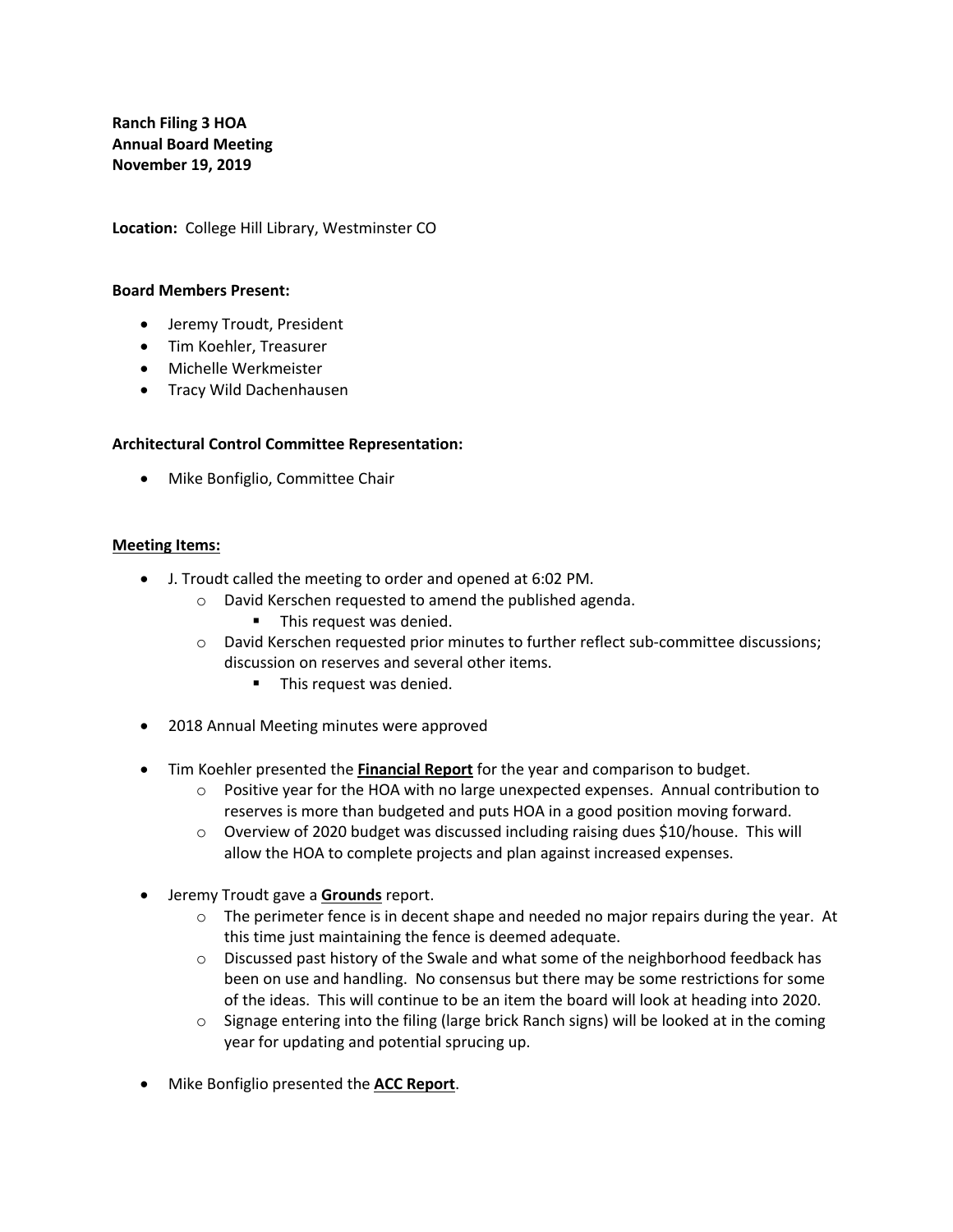**Ranch Filing 3 HOA**
**Annual Board Meeting**
**November 19, 2019**

**Location:** College Hill Library, Westminster CO

**Board Members Present:**

- Jeremy Troudt, President
- Tim Koehler, Treasurer
- Michelle Werkmeister
- Tracy Wild Dachenhausen

**Architectural Control Committee Representation:**

- Mike Bonfiglio, Committee Chair

<u>**Meeting Items:**</u>

- J. Troudt called the meeting to order and opened at 6:02 PM.
  - David Kerschen requested to amend the published agenda.
    - This request was denied.
  - David Kerschen requested prior minutes to further reflect sub-committee discussions; discussion on reserves and several other items.
    - This request was denied.

- 2018 Annual Meeting minutes were approved

- Tim Koehler presented the <u>**Financial Report**</u> for the year and comparison to budget.
  - Positive year for the HOA with no large unexpected expenses. Annual contribution to reserves is more than budgeted and puts HOA in a good position moving forward.
  - Overview of 2020 budget was discussed including raising dues $10/house. This will allow the HOA to complete projects and plan against increased expenses.

- Jeremy Troudt gave a <u>**Grounds**</u> report.
  - The perimeter fence is in decent shape and needed no major repairs during the year. At this time just maintaining the fence is deemed adequate.
  - Discussed past history of the Swale and what some of the neighborhood feedback has been on use and handling. No consensus but there may be some restrictions for some of the ideas. This will continue to be an item the board will look at heading into 2020.
  - Signage entering into the filing (large brick Ranch signs) will be looked at in the coming year for updating and potential sprucing up.

- Mike Bonfiglio presented the <u>**ACC Report**</u>.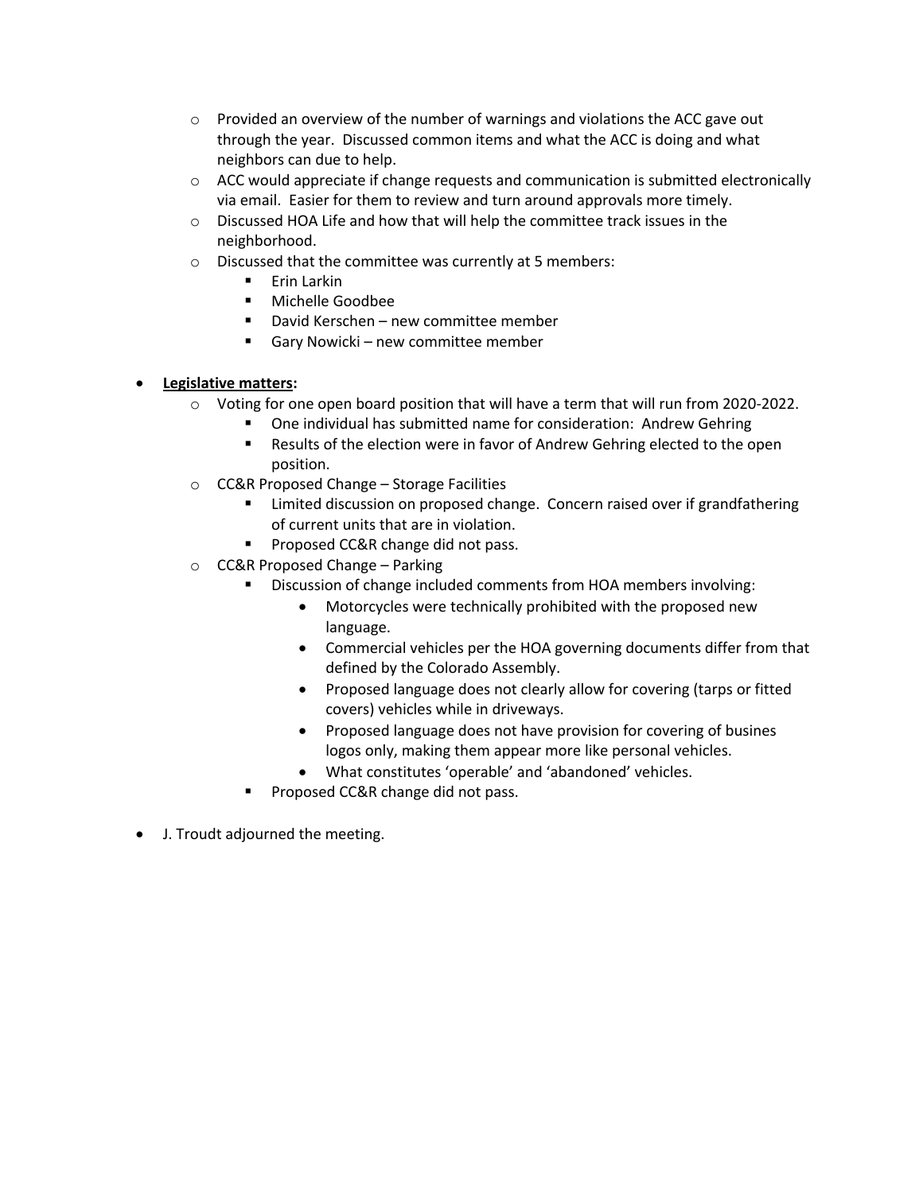- Provided an overview of the number of warnings and violations the ACC gave out through the year. Discussed common items and what the ACC is doing and what neighbors can due to help.
  - ACC would appreciate if change requests and communication is submitted electronically via email. Easier for them to review and turn around approvals more timely.
  - Discussed HOA Life and how that will help the committee track issues in the neighborhood.
  - Discussed that the committee was currently at 5 members:
    - Erin Larkin
    - Michelle Goodbee
    - David Kerschen – new committee member
    - Gary Nowicki – new committee member

- **<u>Legislative matters</u>:**
  - Voting for one open board position that will have a term that will run from 2020-2022.
    - One individual has submitted name for consideration: Andrew Gehring
    - Results of the election were in favor of Andrew Gehring elected to the open position.
  - CC&R Proposed Change – Storage Facilities
    - Limited discussion on proposed change. Concern raised over if grandfathering of current units that are in violation.
    - Proposed CC&R change did not pass.
  - CC&R Proposed Change – Parking
    - Discussion of change included comments from HOA members involving:
      - Motorcycles were technically prohibited with the proposed new language.
      - Commercial vehicles per the HOA governing documents differ from that defined by the Colorado Assembly.
      - Proposed language does not clearly allow for covering (tarps or fitted covers) vehicles while in driveways.
      - Proposed language does not have provision for covering of busines logos only, making them appear more like personal vehicles.
      - What constitutes 'operable' and 'abandoned' vehicles.
    - Proposed CC&R change did not pass.

- J. Troudt adjourned the meeting.